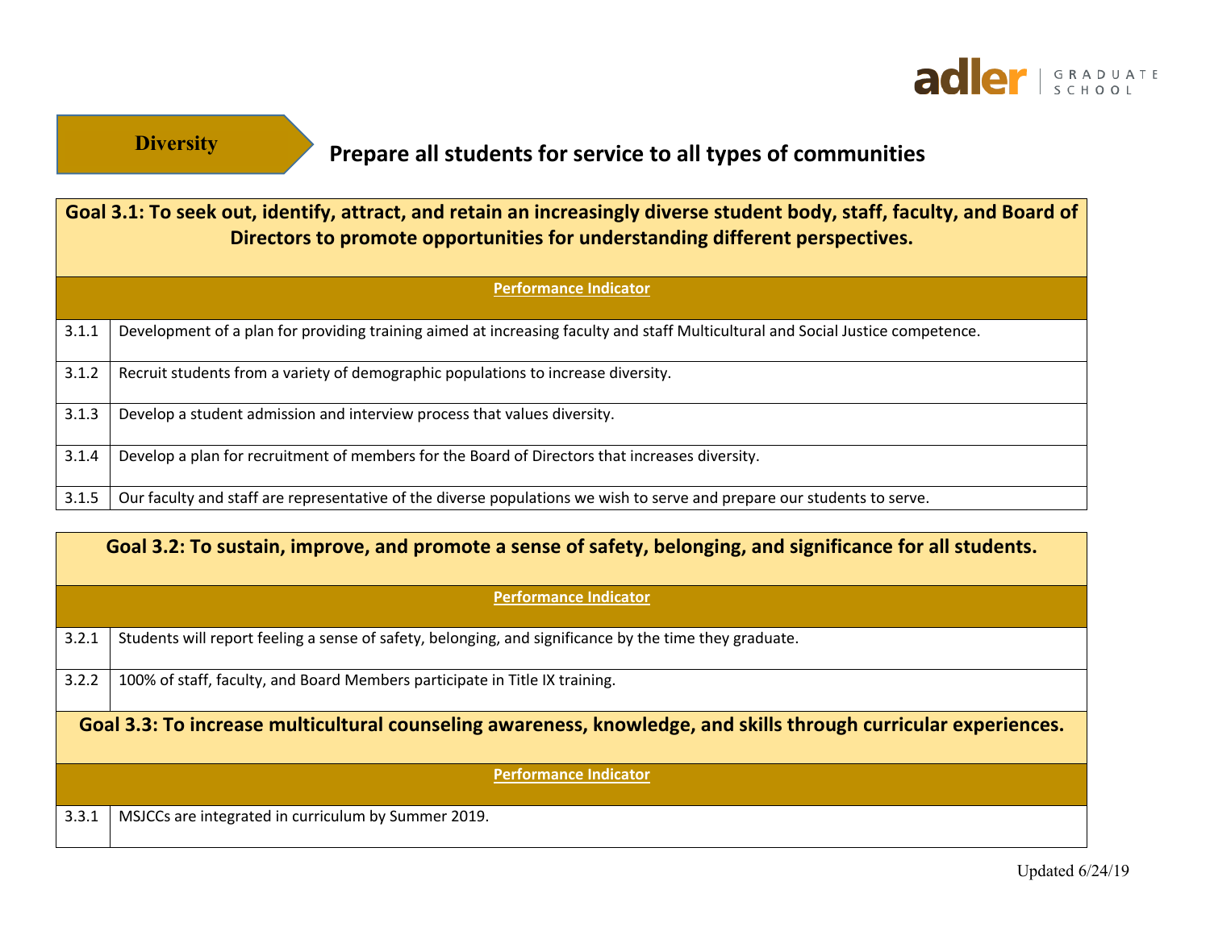## Diversity

## Prepare all students for service to all types of communities

| Goal 3.1: To seek out, identify, attract, and retain an increasingly diverse student body, staff, faculty, and Board of Directors to promote opportunities for understanding different perspectives. | |
|---|---|
| | **Performance Indicator** |
| 3.1.1 | Development of a plan for providing training aimed at increasing faculty and staff Multicultural and Social Justice competence. |
| 3.1.2 | Recruit students from a variety of demographic populations to increase diversity. |
| 3.1.3 | Develop a student admission and interview process that values diversity. |
| 3.1.4 | Develop a plan for recruitment of members for the Board of Directors that increases diversity. |
| 3.1.5 | Our faculty and staff are representative of the diverse populations we wish to serve and prepare our students to serve. |

| Goal 3.2: To sustain, improve, and promote a sense of safety, belonging, and significance for all students. | |
|---|---|
| | **Performance Indicator** |
| 3.2.1 | Students will report feeling a sense of safety, belonging, and significance by the time they graduate. |
| 3.2.2 | 100% of staff, faculty, and Board Members participate in Title IX training. |

| Goal 3.3: To increase multicultural counseling awareness, knowledge, and skills through curricular experiences. | |
|---|---|
| | **Performance Indicator** |
| 3.3.1 | MSJCCs are integrated in curriculum by Summer 2019. |

Updated 6/24/19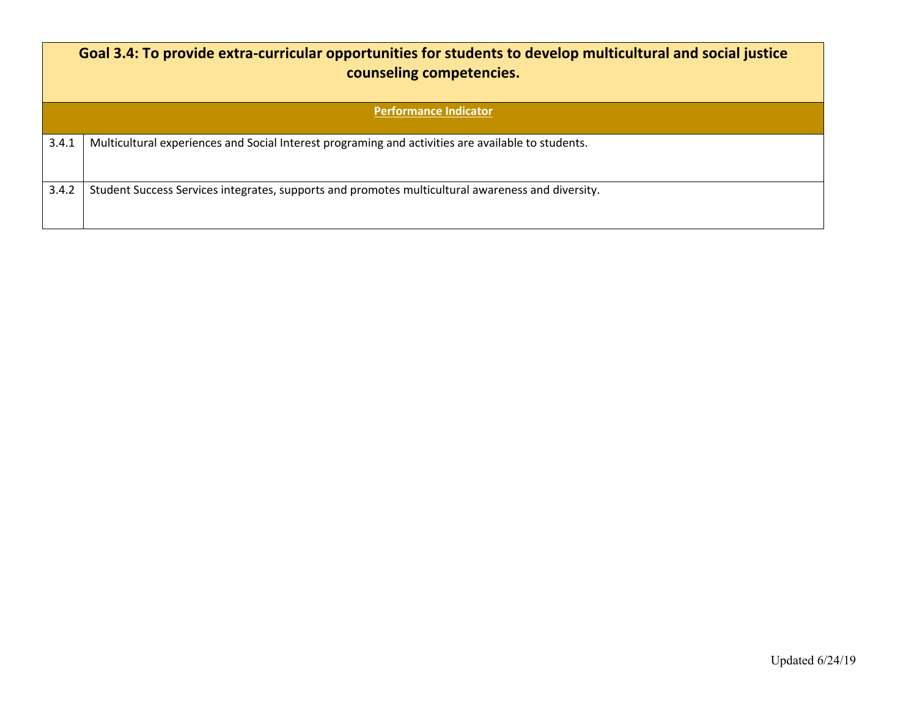| Goal 3.4: To provide extra-curricular opportunities for students to develop multicultural and social justice counseling competencies. | |
|---|---|
| **Performance Indicator** | |
| 3.4.1 | Multicultural experiences and Social Interest programing and activities are available to students. |
| 3.4.2 | Student Success Services integrates, supports and promotes multicultural awareness and diversity. |

Updated 6/24/19